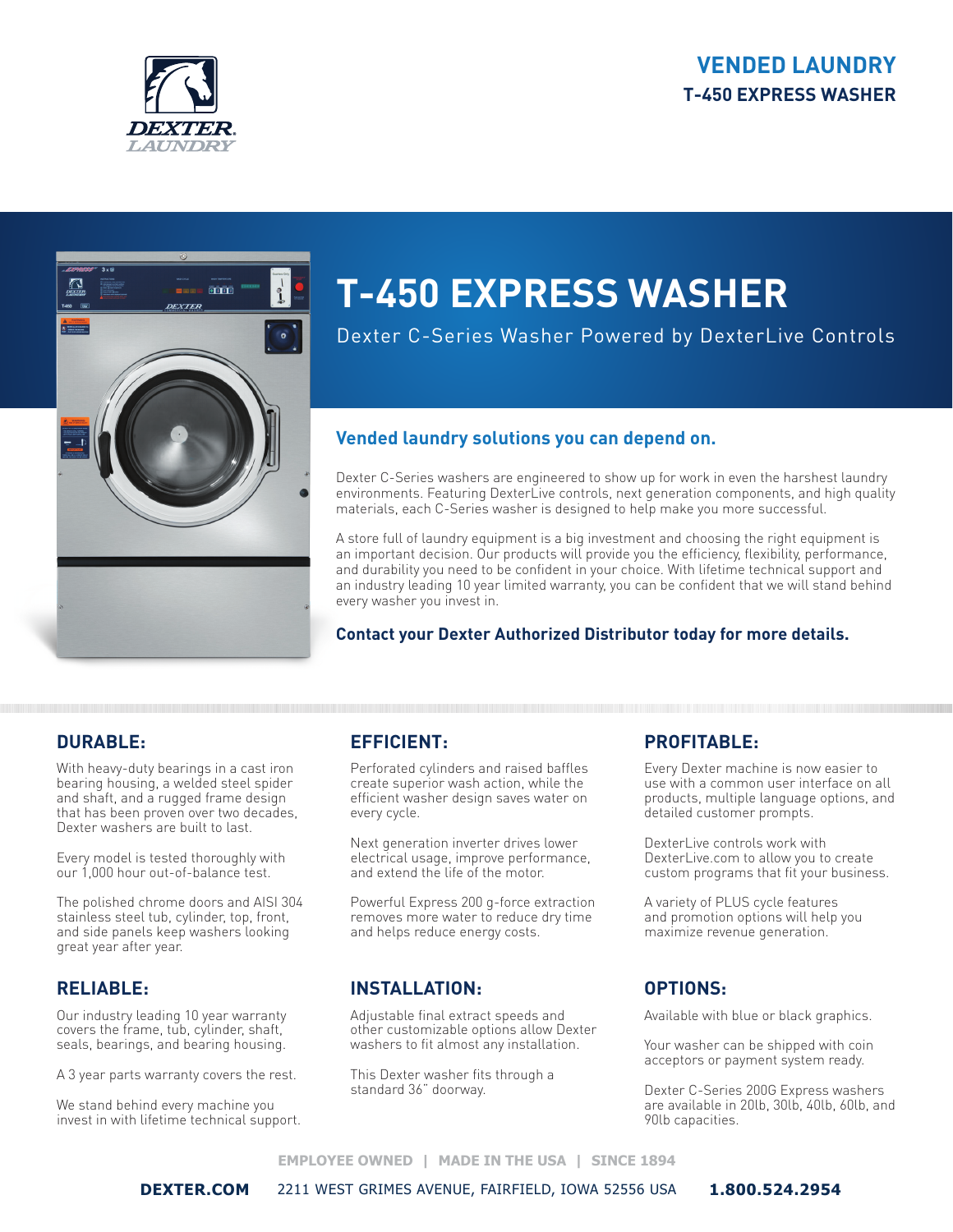# VENDED LAUNDRY
## T-450 EXPRESS WASHER

# T-450 EXPRESS WASHER

Dexter C-Series Washer Powered by DexterLive Controls

### Vended laundry solutions you can depend on.

Dexter C-Series washers are engineered to show up for work in even the harshest laundry environments. Featuring DexterLive controls, next generation components, and high quality materials, each C-Series washer is designed to help make you more successful.

A store full of laundry equipment is a big investment and choosing the right equipment is an important decision. Our products will provide you the efficiency, flexibility, performance, and durability you need to be confident in your choice. With lifetime technical support and an industry leading 10 year limited warranty, you can be confident that we will stand behind every washer you invest in.

**Contact your Dexter Authorized Distributor today for more details.**

## DURABLE:

With heavy-duty bearings in a cast iron bearing housing, a welded steel spider and shaft, and a rugged frame design that has been proven over two decades, Dexter washers are built to last.

Every model is tested thoroughly with our 1,000 hour out-of-balance test.

The polished chrome doors and AISI 304 stainless steel tub, cylinder, top, front, and side panels keep washers looking great year after year.

## RELIABLE:

Our industry leading 10 year warranty covers the frame, tub, cylinder, shaft, seals, bearings, and bearing housing.

A 3 year parts warranty covers the rest.

We stand behind every machine you invest in with lifetime technical support.

## EFFICIENT:

Perforated cylinders and raised baffles create superior wash action, while the efficient washer design saves water on every cycle.

Next generation inverter drives lower electrical usage, improve performance, and extend the life of the motor.

Powerful Express 200 g-force extraction removes more water to reduce dry time and helps reduce energy costs.

## INSTALLATION:

Adjustable final extract speeds and other customizable options allow Dexter washers to fit almost any installation.

This Dexter washer fits through a standard 36" doorway.

## PROFITABLE:

Every Dexter machine is now easier to use with a common user interface on all products, multiple language options, and detailed customer prompts.

DexterLive controls work with DexterLive.com to allow you to create custom programs that fit your business.

A variety of PLUS cycle features and promotion options will help you maximize revenue generation.

## OPTIONS:

Available with blue or black graphics.

Your washer can be shipped with coin acceptors or payment system ready.

Dexter C-Series 200G Express washers are available in 20lb, 30lb, 40lb, 60lb, and 90lb capacities.

EMPLOYEE OWNED | MADE IN THE USA | SINCE 1894

**DEXTER.COM** 2211 WEST GRIMES AVENUE, FAIRFIELD, IOWA 52556 USA **1.800.524.2954**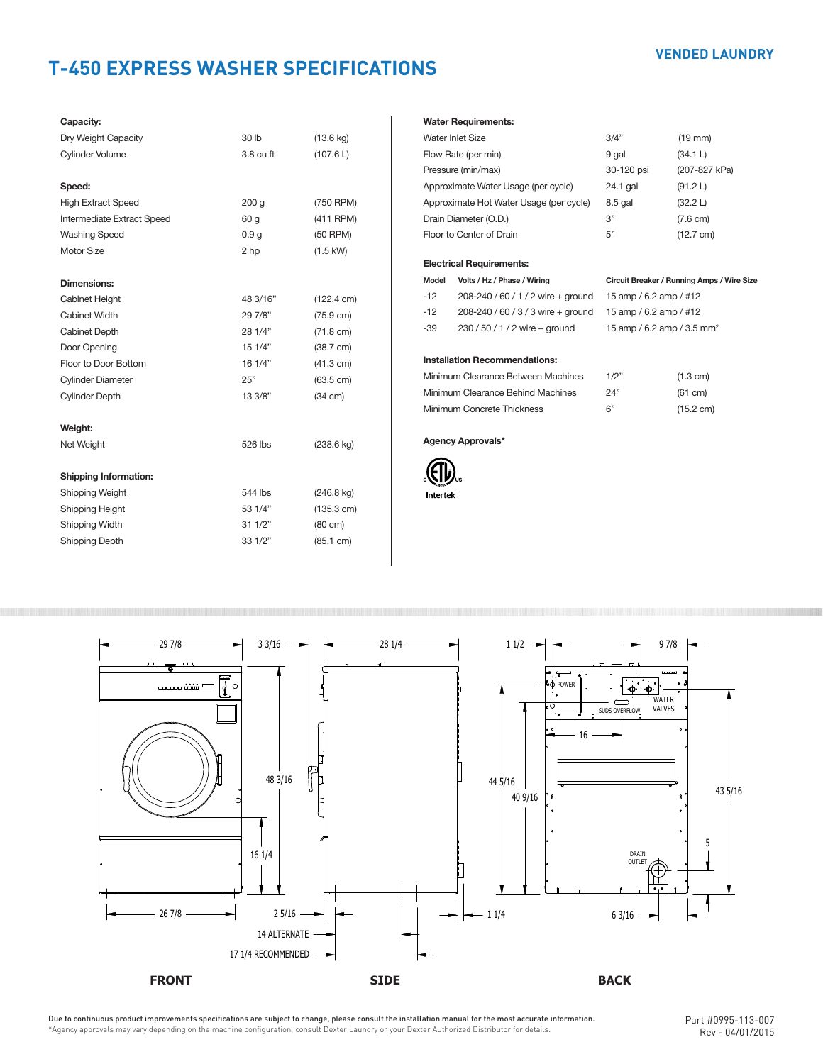# T-450 EXPRESS WASHER SPECIFICATIONS

VENDED LAUNDRY

| Capacity: | | |
|---|---|---|
| Dry Weight Capacity | 30 lb | (13.6 kg) |
| Cylinder Volume | 3.8 cu ft | (107.6 L) |

| Speed: | | |
|---|---|---|
| High Extract Speed | 200 g | (750 RPM) |
| Intermediate Extract Speed | 60 g | (411 RPM) |
| Washing Speed | 0.9 g | (50 RPM) |
| Motor Size | 2 hp | (1.5 kW) |

| Dimensions: | | |
|---|---|---|
| Cabinet Height | 48 3/16" | (122.4 cm) |
| Cabinet Width | 29 7/8" | (75.9 cm) |
| Cabinet Depth | 28 1/4" | (71.8 cm) |
| Door Opening | 15 1/4" | (38.7 cm) |
| Floor to Door Bottom | 16 1/4" | (41.3 cm) |
| Cylinder Diameter | 25" | (63.5 cm) |
| Cylinder Depth | 13 3/8" | (34 cm) |

| Weight: | | |
|---|---|---|
| Net Weight | 526 lbs | (238.6 kg) |

| Shipping Information: | | |
|---|---|---|
| Shipping Weight | 544 lbs | (246.8 kg) |
| Shipping Height | 53 1/4" | (135.3 cm) |
| Shipping Width | 31 1/2" | (80 cm) |
| Shipping Depth | 33 1/2" | (85.1 cm) |

| Water Requirements: | | |
|---|---|---|
| Water Inlet Size | 3/4" | (19 mm) |
| Flow Rate (per min) | 9 gal | (34.1 L) |
| Pressure (min/max) | 30-120 psi | (207-827 kPa) |
| Approximate Water Usage (per cycle) | 24.1 gal | (91.2 L) |
| Approximate Hot Water Usage (per cycle) | 8.5 gal | (32.2 L) |
| Drain Diameter (O.D.) | 3" | (7.6 cm) |
| Floor to Center of Drain | 5" | (12.7 cm) |

**Electrical Requirements:**

| Model | Volts / Hz / Phase / Wiring | Circuit Breaker / Running Amps / Wire Size |
|---|---|---|
| -12 | 208-240 / 60 / 1 / 2 wire + ground | 15 amp / 6.2 amp / #12 |
| -12 | 208-240 / 60 / 3 / 3 wire + ground | 15 amp / 6.2 amp / #12 |
| -39 | 230 / 50 / 1 / 2 wire + ground | 15 amp / 6.2 amp / 3.5 mm² |

| Installation Recommendations: | | |
|---|---|---|
| Minimum Clearance Between Machines | 1/2" | (1.3 cm) |
| Minimum Clearance Behind Machines | 24" | (61 cm) |
| Minimum Concrete Thickness | 6" | (15.2 cm) |

**Agency Approvals***

c ETL us
Intertek

29 7/8
3 3/16
28 1/4
1 1/2
9 7/8
POWER
WATER VALVES
SUDS OVERFLOW
16
48 3/16
44 5/16
40 9/16
43 5/16
16 1/4
5
DRAIN OUTLET
26 7/8
2 5/16
1 1/4
6 3/16
14 ALTERNATE
17 1/4 RECOMMENDED

**FRONT** **SIDE** **BACK**

Due to continuous product improvements specifications are subject to change, please consult the installation manual for the most accurate information.
*Agency approvals may vary depending on the machine configuration, consult Dexter Laundry or your Dexter Authorized Distributor for details.

Part #0995-113-007
Rev - 04/01/2015